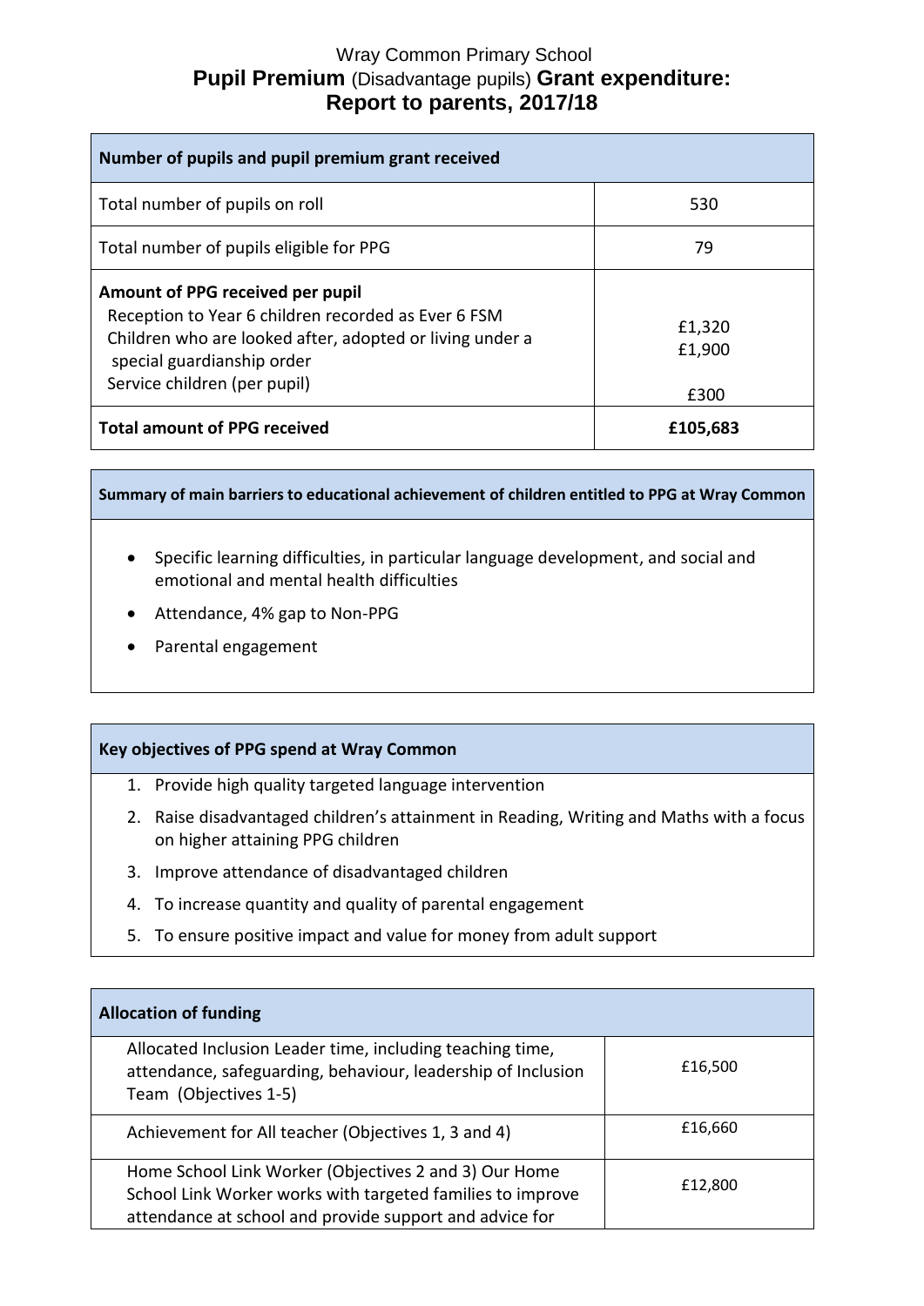Wray Common Primary School

# Pupil Premium (Disadvantage pupils) Grant expenditure: Report to parents, 2017/18

| Number of pupils and pupil premium grant received | |
|---|---|
| Total number of pupils on roll | 530 |
| Total number of pupils eligible for PPG | 79 |
| **Amount of PPG received per pupil**<br>Reception to Year 6 children recorded as Ever 6 FSM<br>Children who are looked after, adopted or living under a special guardianship order<br>Service children (per pupil) | £1,320<br>£1,900<br><br>£300 |
| **Total amount of PPG received** | **£105,683** |

**Summary of main barriers to educational achievement of children entitled to PPG at Wray Common**

- Specific learning difficulties, in particular language development, and social and emotional and mental health difficulties
- Attendance, 4% gap to Non-PPG
- Parental engagement

**Key objectives of PPG spend at Wray Common**

1. Provide high quality targeted language intervention
2. Raise disadvantaged children's attainment in Reading, Writing and Maths with a focus on higher attaining PPG children
3. Improve attendance of disadvantaged children
4. To increase quantity and quality of parental engagement
5. To ensure positive impact and value for money from adult support

| Allocation of funding | |
|---|---|
| Allocated Inclusion Leader time, including teaching time, attendance, safeguarding, behaviour, leadership of Inclusion Team (Objectives 1-5) | £16,500 |
| Achievement for All teacher (Objectives 1, 3 and 4) | £16,660 |
| Home School Link Worker (Objectives 2 and 3) Our Home School Link Worker works with targeted families to improve attendance at school and provide support and advice for | £12,800 |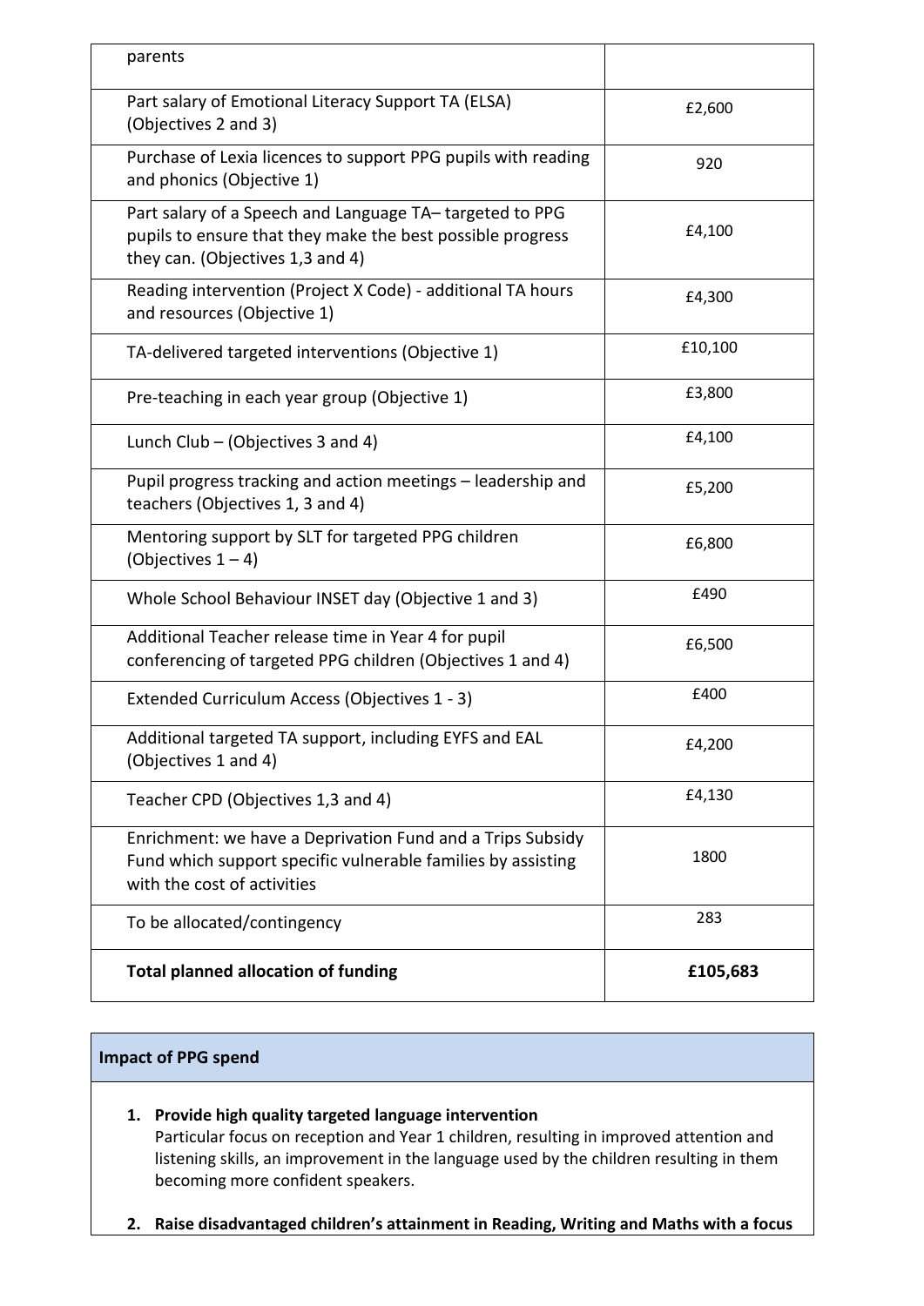| parents | |
|---|---|
| Part salary of Emotional Literacy Support TA (ELSA) (Objectives 2 and 3) | £2,600 |
| Purchase of Lexia licences to support PPG pupils with reading and phonics (Objective 1) | 920 |
| Part salary of a Speech and Language TA– targeted to PPG pupils to ensure that they make the best possible progress they can. (Objectives 1,3 and 4) | £4,100 |
| Reading intervention (Project X Code) - additional TA hours and resources (Objective 1) | £4,300 |
| TA-delivered targeted interventions (Objective 1) | £10,100 |
| Pre-teaching in each year group (Objective 1) | £3,800 |
| Lunch Club – (Objectives 3 and 4) | £4,100 |
| Pupil progress tracking and action meetings – leadership and teachers (Objectives 1, 3 and 4) | £5,200 |
| Mentoring support by SLT for targeted PPG children (Objectives 1 – 4) | £6,800 |
| Whole School Behaviour INSET day (Objective 1 and 3) | £490 |
| Additional Teacher release time in Year 4 for pupil conferencing of targeted PPG children (Objectives 1 and 4) | £6,500 |
| Extended Curriculum Access (Objectives 1 - 3) | £400 |
| Additional targeted TA support, including EYFS and EAL (Objectives 1 and 4) | £4,200 |
| Teacher CPD (Objectives 1,3 and 4) | £4,130 |
| Enrichment: we have a Deprivation Fund and a Trips Subsidy Fund which support specific vulnerable families by assisting with the cost of activities | 1800 |
| To be allocated/contingency | 283 |
| **Total planned allocation of funding** | **£105,683** |

**Impact of PPG spend**

1. **Provide high quality targeted language intervention**
   Particular focus on reception and Year 1 children, resulting in improved attention and listening skills, an improvement in the language used by the children resulting in them becoming more confident speakers.

2. **Raise disadvantaged children's attainment in Reading, Writing and Maths with a focus**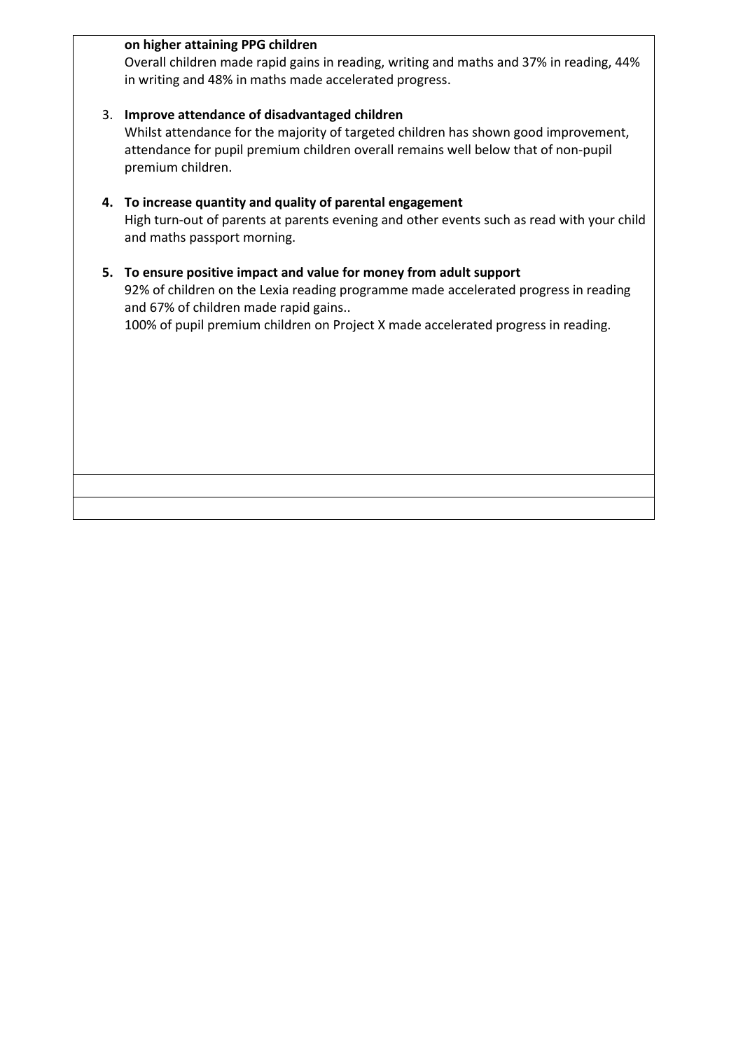**on higher attaining PPG children**

Overall children made rapid gains in reading, writing and maths and 37% in reading, 44% in writing and 48% in maths made accelerated progress.

3. **Improve attendance of disadvantaged children**

   Whilst attendance for the majority of targeted children has shown good improvement, attendance for pupil premium children overall remains well below that of non-pupil premium children.

4. **To increase quantity and quality of parental engagement**

   High turn-out of parents at parents evening and other events such as read with your child and maths passport morning.

5. **To ensure positive impact and value for money from adult support**

   92% of children on the Lexia reading programme made accelerated progress in reading and 67% of children made rapid gains..

   100% of pupil premium children on Project X made accelerated progress in reading.